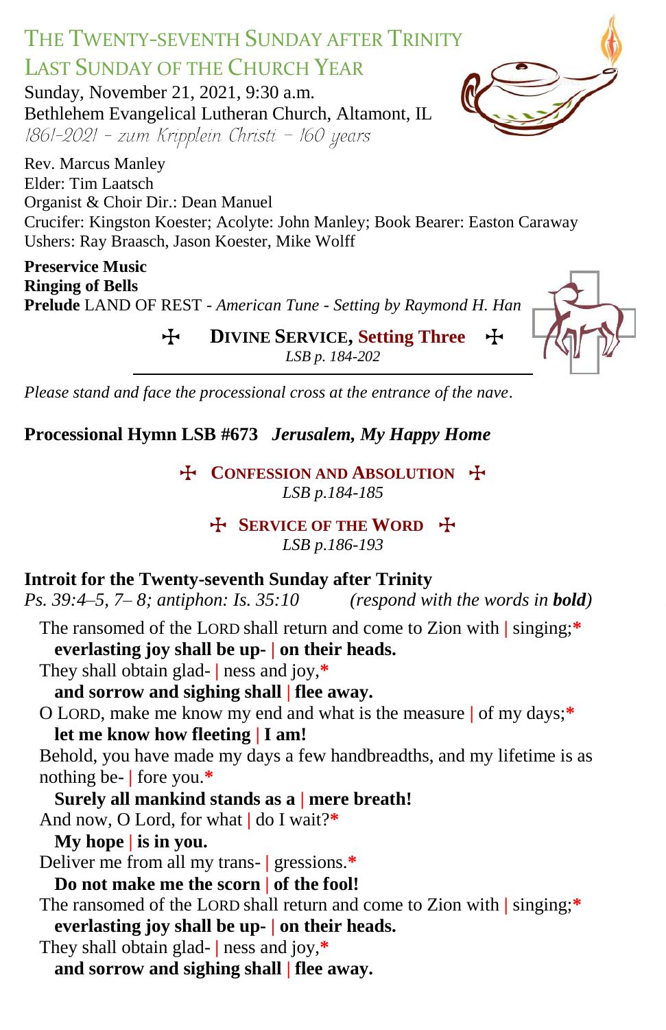# THE TWENTY-SEVENTH SUNDAY AFTER TRINITY

## LAST SUNDAY OF THE CHURCH YEAR

Sunday, November 21, 2021, 9:30 a.m.
Bethlehem Evangelical Lutheran Church, Altamont, IL
*1861-2021 – zum Kripplein Christi – 160 years*

Rev. Marcus Manley
Elder: Tim Laatsch
Organist & Choir Dir.: Dean Manuel
Crucifer: Kingston Koester; Acolyte: John Manley; Book Bearer: Easton Caraway
Ushers: Ray Braasch, Jason Koester, Mike Wolff

**Preservice Music**
**Ringing of Bells**
**Prelude** LAND OF REST - *American Tune - Setting by Raymond H. Han*

### ✠ DIVINE SERVICE, Setting Three ✠

*LSB p. 184-202*

---

*Please stand and face the processional cross at the entrance of the nave.*

**Processional Hymn LSB #673** ***Jerusalem, My Happy Home***

### ✠ CONFESSION AND ABSOLUTION ✠

*LSB p.184-185*

### ✠ SERVICE OF THE WORD ✠

*LSB p.186-193*

**Introit for the Twenty-seventh Sunday after Trinity**
*Ps. 39:4–5, 7– 8; antiphon: Is. 35:10* *(respond with the words in* ***bold****)*

The ransomed of the LORD shall return and come to Zion with | singing;*
**everlasting joy shall be up- | on their heads.**
They shall obtain glad- | ness and joy,*
**and sorrow and sighing shall | flee away.**
O LORD, make me know my end and what is the measure | of my days;*
**let me know how fleeting | I am!**
Behold, you have made my days a few handbreadths, and my lifetime is as nothing be- | fore you.*
**Surely all mankind stands as a | mere breath!**
And now, O Lord, for what | do I wait?*
**My hope | is in you.**
Deliver me from all my trans- | gressions.*
**Do not make me the scorn | of the fool!**
The ransomed of the LORD shall return and come to Zion with | singing;*
**everlasting joy shall be up- | on their heads.**
They shall obtain glad- | ness and joy,*
**and sorrow and sighing shall | flee away.**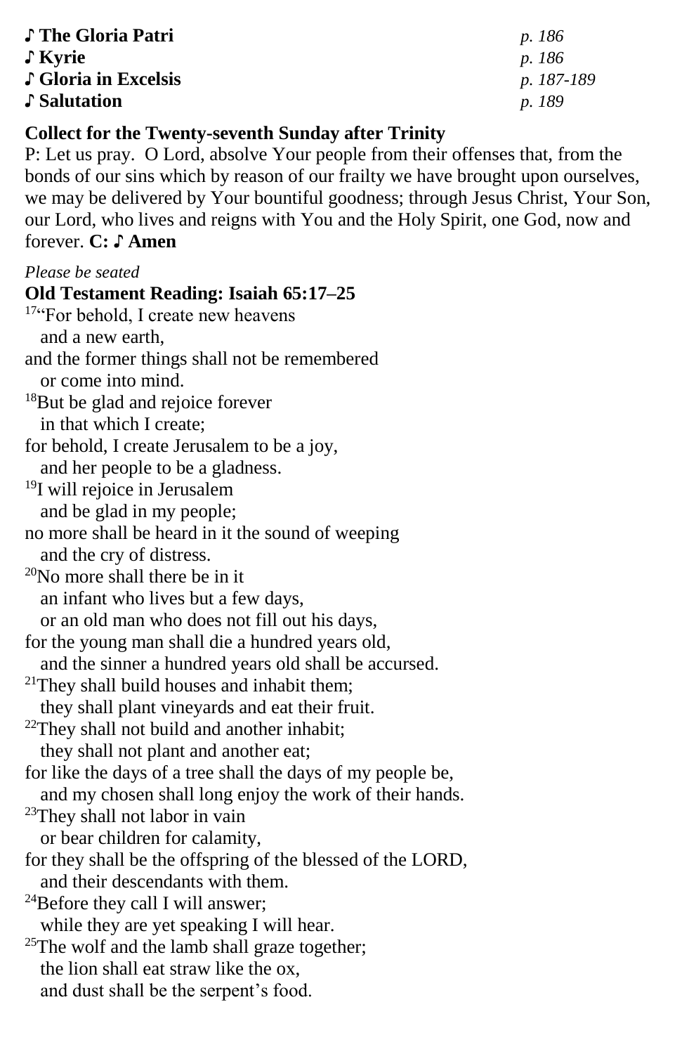**♪ The Gloria Patri** *p. 186*
**♪ Kyrie** *p. 186*
**♪ Gloria in Excelsis** *p. 187-189*
**♪ Salutation** *p. 189*

**Collect for the Twenty-seventh Sunday after Trinity**

P: Let us pray. O Lord, absolve Your people from their offenses that, from the bonds of our sins which by reason of our frailty we have brought upon ourselves, we may be delivered by Your bountiful goodness; through Jesus Christ, Your Son, our Lord, who lives and reigns with You and the Holy Spirit, one God, now and forever. **C: ♪ Amen**

*Please be seated*

**Old Testament Reading: Isaiah 65:17–25**

[17]"For behold, I create new heavens
  and a new earth,
and the former things shall not be remembered
  or come into mind.
[18]But be glad and rejoice forever
  in that which I create;
for behold, I create Jerusalem to be a joy,
  and her people to be a gladness.
[19]I will rejoice in Jerusalem
  and be glad in my people;
no more shall be heard in it the sound of weeping
  and the cry of distress.
[20]No more shall there be in it
  an infant who lives but a few days,
  or an old man who does not fill out his days,
for the young man shall die a hundred years old,
  and the sinner a hundred years old shall be accursed.
[21]They shall build houses and inhabit them;
  they shall plant vineyards and eat their fruit.
[22]They shall not build and another inhabit;
  they shall not plant and another eat;
for like the days of a tree shall the days of my people be,
  and my chosen shall long enjoy the work of their hands.
[23]They shall not labor in vain
  or bear children for calamity,
for they shall be the offspring of the blessed of the LORD,
  and their descendants with them.
[24]Before they call I will answer;
  while they are yet speaking I will hear.
[25]The wolf and the lamb shall graze together;
  the lion shall eat straw like the ox,
  and dust shall be the serpent's food.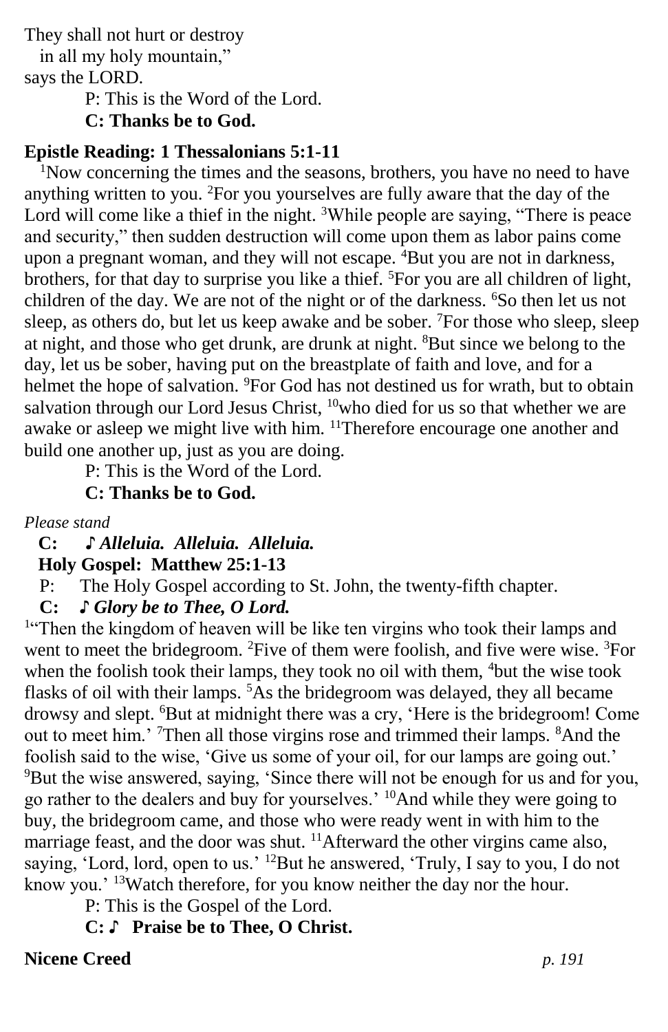They shall not hurt or destroy
  in all my holy mountain,"
says the LORD.

P: This is the Word of the Lord.
**C: Thanks be to God.**

**Epistle Reading: 1 Thessalonians 5:1-11**

[1]Now concerning the times and the seasons, brothers, you have no need to have anything written to you. [2]For you yourselves are fully aware that the day of the Lord will come like a thief in the night. [3]While people are saying, "There is peace and security," then sudden destruction will come upon them as labor pains come upon a pregnant woman, and they will not escape. [4]But you are not in darkness, brothers, for that day to surprise you like a thief. [5]For you are all children of light, children of the day. We are not of the night or of the darkness. [6]So then let us not sleep, as others do, but let us keep awake and be sober. [7]For those who sleep, sleep at night, and those who get drunk, are drunk at night. [8]But since we belong to the day, let us be sober, having put on the breastplate of faith and love, and for a helmet the hope of salvation. [9]For God has not destined us for wrath, but to obtain salvation through our Lord Jesus Christ, [10]who died for us so that whether we are awake or asleep we might live with him. [11]Therefore encourage one another and build one another up, just as you are doing.

P: This is the Word of the Lord.
**C: Thanks be to God.**

*Please stand*

**C: ♪ *Alleluia. Alleluia. Alleluia.***

**Holy Gospel: Matthew 25:1-13**

P: The Holy Gospel according to St. John, the twenty-fifth chapter.

**C: ♪ *Glory be to Thee, O Lord.***

[1]"Then the kingdom of heaven will be like ten virgins who took their lamps and went to meet the bridegroom. [2]Five of them were foolish, and five were wise. [3]For when the foolish took their lamps, they took no oil with them, [4]but the wise took flasks of oil with their lamps. [5]As the bridegroom was delayed, they all became drowsy and slept. [6]But at midnight there was a cry, 'Here is the bridegroom! Come out to meet him.' [7]Then all those virgins rose and trimmed their lamps. [8]And the foolish said to the wise, 'Give us some of your oil, for our lamps are going out.' [9]But the wise answered, saying, 'Since there will not be enough for us and for you, go rather to the dealers and buy for yourselves.' [10]And while they were going to buy, the bridegroom came, and those who were ready went in with him to the marriage feast, and the door was shut. [11]Afterward the other virgins came also, saying, 'Lord, lord, open to us.' [12]But he answered, 'Truly, I say to you, I do not know you.' [13]Watch therefore, for you know neither the day nor the hour.

P: This is the Gospel of the Lord.
**C: ♪ Praise be to Thee, O Christ.**

**Nicene Creed** *p. 191*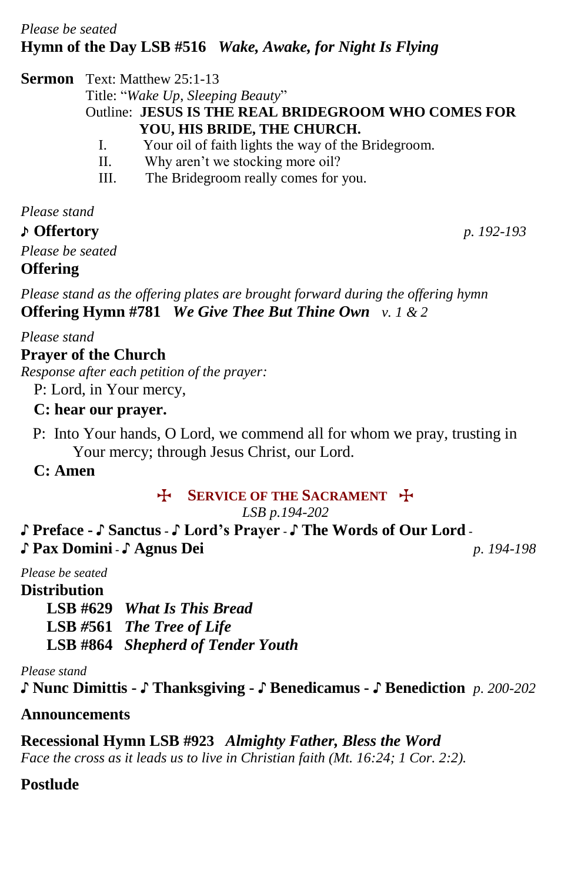*Please be seated*

**Hymn of the Day LSB #516** ***Wake, Awake, for Night Is Flying***

**Sermon** Text: Matthew 25:1-13

Title: "*Wake Up, Sleeping Beauty*"

Outline: **JESUS IS THE REAL BRIDEGROOM WHO COMES FOR YOU, HIS BRIDE, THE CHURCH.**

I. Your oil of faith lights the way of the Bridegroom.

II. Why aren't we stocking more oil?

III. The Bridegroom really comes for you.

*Please stand*

♪ **Offertory** *p. 192-193*

*Please be seated*

**Offering**

*Please stand as the offering plates are brought forward during the offering hymn*

**Offering Hymn #781** ***We Give Thee But Thine Own*** *v. 1 & 2*

*Please stand*

**Prayer of the Church**

*Response after each petition of the prayer:*

P: Lord, in Your mercy,

**C: hear our prayer.**

P: Into Your hands, O Lord, we commend all for whom we pray, trusting in Your mercy; through Jesus Christ, our Lord.

**C: Amen**

## ✠ SERVICE OF THE SACRAMENT ✠

*LSB p.194-202*

♪ **Preface** - ♪ **Sanctus** - ♪ **Lord's Prayer** - ♪ **The Words of Our Lord** - ♪ **Pax Domini** - ♪ **Agnus Dei** *p. 194-198*

*Please be seated*

**Distribution**

**LSB #629** ***What Is This Bread***

**LSB #561** ***The Tree of Life***

**LSB #864** ***Shepherd of Tender Youth***

*Please stand*

♪ **Nunc Dimittis** - ♪ **Thanksgiving** - ♪ **Benedicamus** - ♪ **Benediction** *p. 200-202*

**Announcements**

**Recessional Hymn LSB #923** ***Almighty Father, Bless the Word***

*Face the cross as it leads us to live in Christian faith (Mt. 16:24; 1 Cor. 2:2).*

**Postlude**